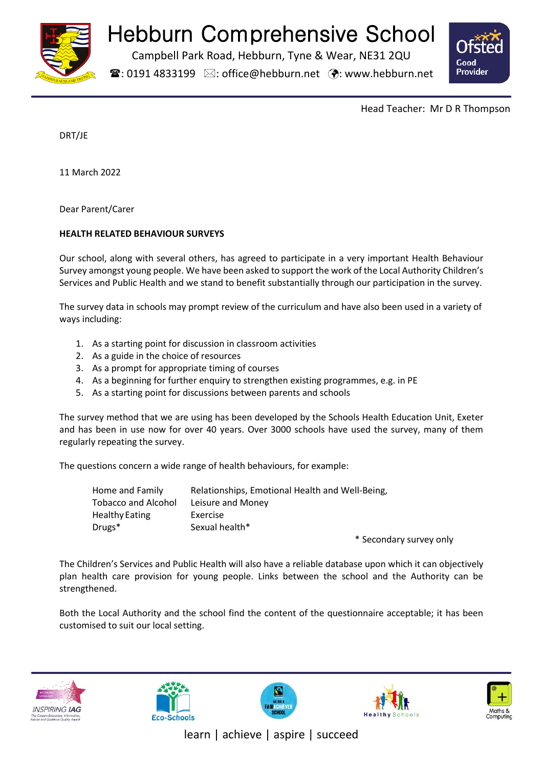# Hebburn Comprehensive School

Campbell Park Road, Hebburn, Tyne & Wear, NE31 2QU

☎: 0191 4833199 ✉: office@hebburn.net 🌍: www.hebburn.net

Ofsted Good Provider

Head Teacher: Mr D R Thompson

DRT/JE

11 March 2022

Dear Parent/Carer

**HEALTH RELATED BEHAVIOUR SURVEYS**

Our school, along with several others, has agreed to participate in a very important Health Behaviour Survey amongst young people. We have been asked to support the work of the Local Authority Children's Services and Public Health and we stand to benefit substantially through our participation in the survey.

The survey data in schools may prompt review of the curriculum and have also been used in a variety of ways including:

1. As a starting point for discussion in classroom activities
2. As a guide in the choice of resources
3. As a prompt for appropriate timing of courses
4. As a beginning for further enquiry to strengthen existing programmes, e.g. in PE
5. As a starting point for discussions between parents and schools

The survey method that we are using has been developed by the Schools Health Education Unit, Exeter and has been in use now for over 40 years. Over 3000 schools have used the survey, many of them regularly repeating the survey.

The questions concern a wide range of health behaviours, for example:

| | |
|---|---|
| Home and Family | Relationships, Emotional Health and Well-Being, |
| Tobacco and Alcohol | Leisure and Money |
| Healthy Eating | Exercise |
| Drugs* | Sexual health* |

\* Secondary survey only

The Children's Services and Public Health will also have a reliable database upon which it can objectively plan health care provision for young people. Links between the school and the Authority can be strengthened.

Both the Local Authority and the school find the content of the questionnaire acceptable; it has been customised to suit our local setting.

learn | achieve | aspire | succeed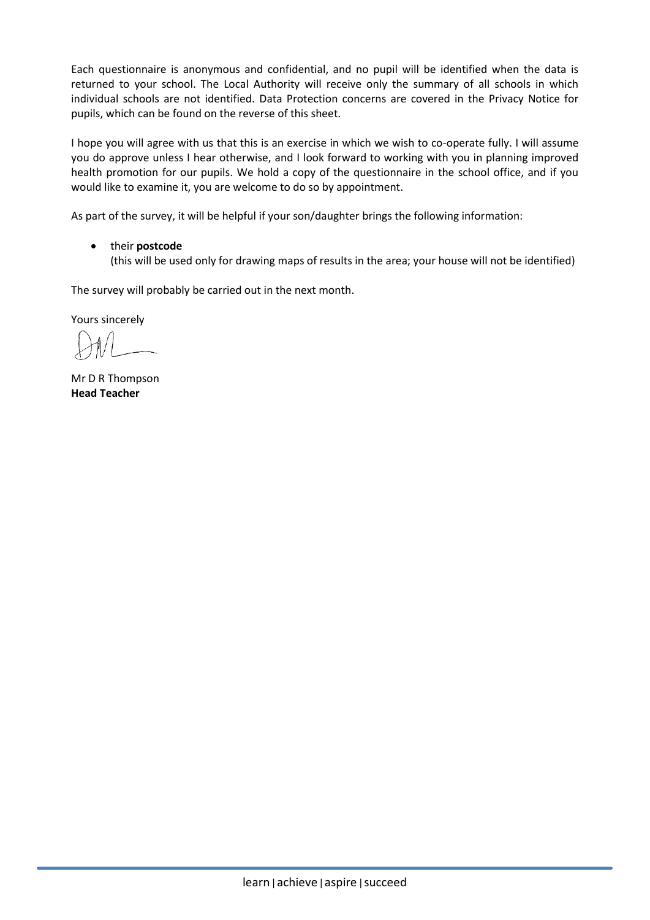Each questionnaire is anonymous and confidential, and no pupil will be identified when the data is returned to your school. The Local Authority will receive only the summary of all schools in which individual schools are not identified. Data Protection concerns are covered in the Privacy Notice for pupils, which can be found on the reverse of this sheet.

I hope you will agree with us that this is an exercise in which we wish to co-operate fully. I will assume you do approve unless I hear otherwise, and I look forward to working with you in planning improved health promotion for our pupils. We hold a copy of the questionnaire in the school office, and if you would like to examine it, you are welcome to do so by appointment.

As part of the survey, it will be helpful if your son/daughter brings the following information:

- their **postcode**
  (this will be used only for drawing maps of results in the area; your house will not be identified)

The survey will probably be carried out in the next month.

Yours sincerely

Mr D R Thompson
**Head Teacher**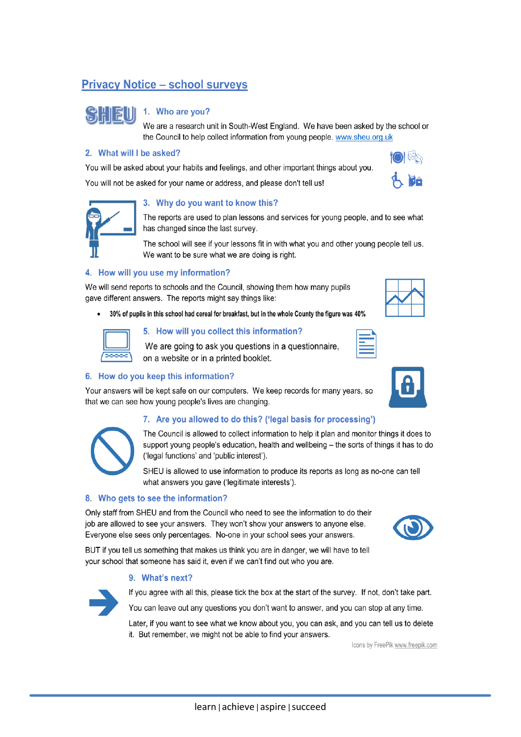# Privacy Notice – school surveys

SHEU

## 1. Who are you?

We are a research unit in South-West England. We have been asked by the school or the Council to help collect information from young people. www.sheu.org.uk

## 2. What will I be asked?

You will be asked about your habits and feelings, and other important things about you.

You will not be asked for your name or address, and please don't tell us!

## 3. Why do you want to know this?

The reports are used to plan lessons and services for young people, and to see what has changed since the last survey.

The school will see if your lessons fit in with what you and other young people tell us. We want to be sure what we are doing is right.

## 4. How will you use my information?

We will send reports to schools and the Council, showing them how many pupils gave different answers. The reports might say things like:

- **30% of pupils in this school had cereal for breakfast, but in the whole County the figure was 40%**

## 5. How will you collect this information?

We are going to ask you questions in a questionnaire, on a website or in a printed booklet.

## 6. How do you keep this information?

Your answers will be kept safe on our computers. We keep records for many years, so that we can see how young people's lives are changing.

## 7. Are you allowed to do this? ('legal basis for processing')

The Council is allowed to collect information to help it plan and monitor things it does to support young people's education, health and wellbeing – the sorts of things it has to do ('legal functions' and 'public interest').

SHEU is allowed to use information to produce its reports as long as no-one can tell what answers you gave ('legitimate interests').

## 8. Who gets to see the information?

Only staff from SHEU and from the Council who need to see the information to do their job are allowed to see your answers. They won't show your answers to anyone else. Everyone else sees only percentages. No-one in your school sees your answers.

BUT if you tell us something that makes us think you are in danger, we will have to tell your school that someone has said it, even if we can't find out who you are.

## 9. What's next?

If you agree with all this, please tick the box at the start of the survey. If not, don't take part.

You can leave out any questions you don't want to answer, and you can stop at any time.

Later, if you want to see what we know about you, you can ask, and you can tell us to delete it. But remember, we might not be able to find your answers.

Icons by FreePik www.freepik.com

learn | achieve | aspire | succeed